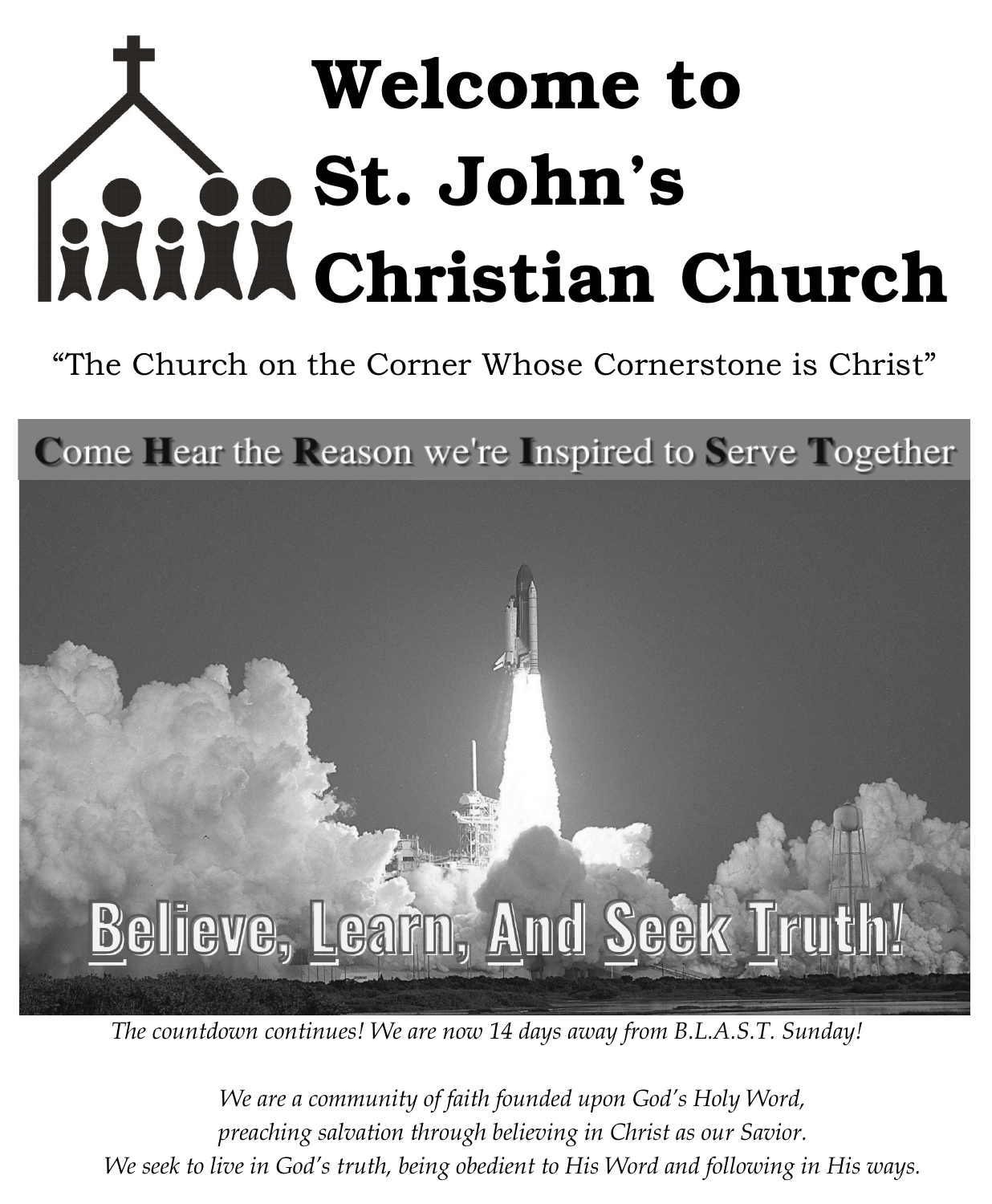# Welcome to St. John's Christian Church

"The Church on the Corner Whose Cornerstone is Christ"

**C**ome **H**ear the **R**eason we're **I**nspired to **S**erve **T**ogether

**Believe, Learn, And Seek Truth!**

*The countdown continues! We are now 14 days away from B.L.A.S.T. Sunday!*

*We are a community of faith founded upon God's Holy Word,*
*preaching salvation through believing in Christ as our Savior.*
*We seek to live in God's truth, being obedient to His Word and following in His ways.*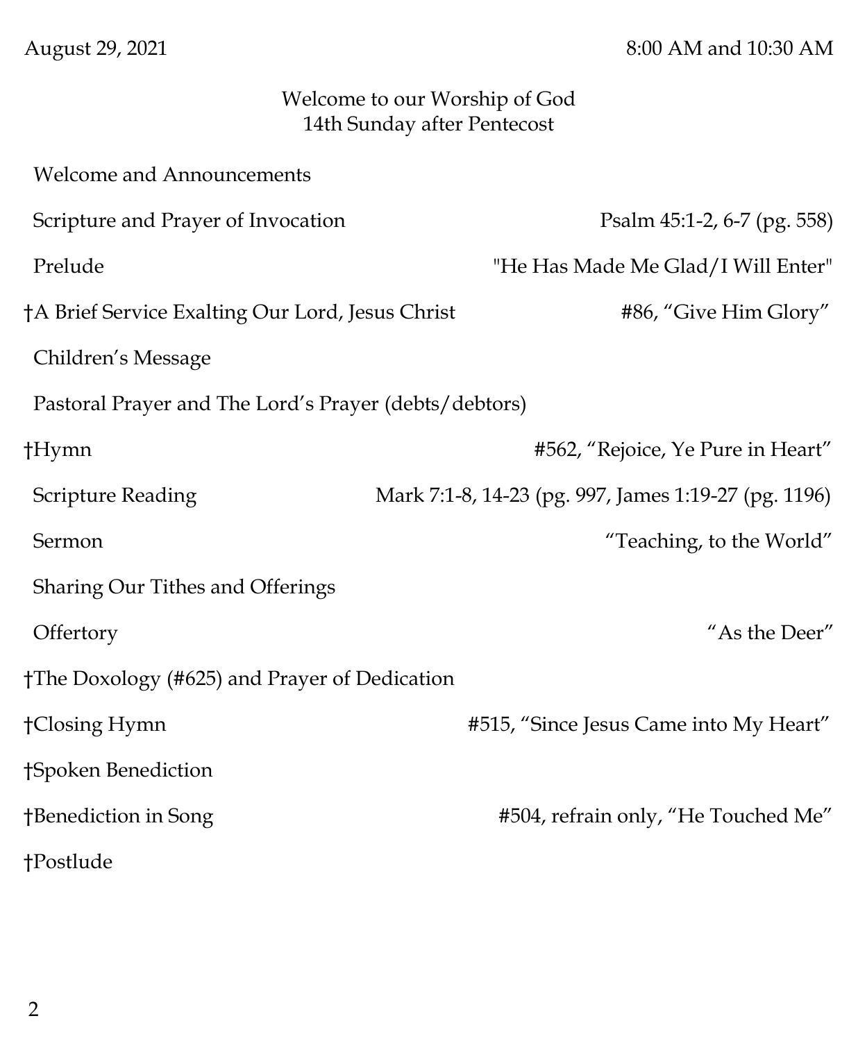August 29, 2021 8:00 AM and 10:30 AM

# Welcome to our Worship of God
## 14th Sunday after Pentecost

Welcome and Announcements

Scripture and Prayer of Invocation — Psalm 45:1-2, 6-7 (pg. 558)

Prelude — "He Has Made Me Glad/I Will Enter"

†A Brief Service Exalting Our Lord, Jesus Christ — #86, "Give Him Glory"

Children's Message

Pastoral Prayer and The Lord's Prayer (debts/debtors)

†Hymn — #562, "Rejoice, Ye Pure in Heart"

Scripture Reading — Mark 7:1-8, 14-23 (pg. 997, James 1:19-27 (pg. 1196)

Sermon — "Teaching, to the World"

Sharing Our Tithes and Offerings

Offertory — "As the Deer"

†The Doxology (#625) and Prayer of Dedication

†Closing Hymn — #515, "Since Jesus Came into My Heart"

†Spoken Benediction

†Benediction in Song — #504, refrain only, "He Touched Me"

†Postlude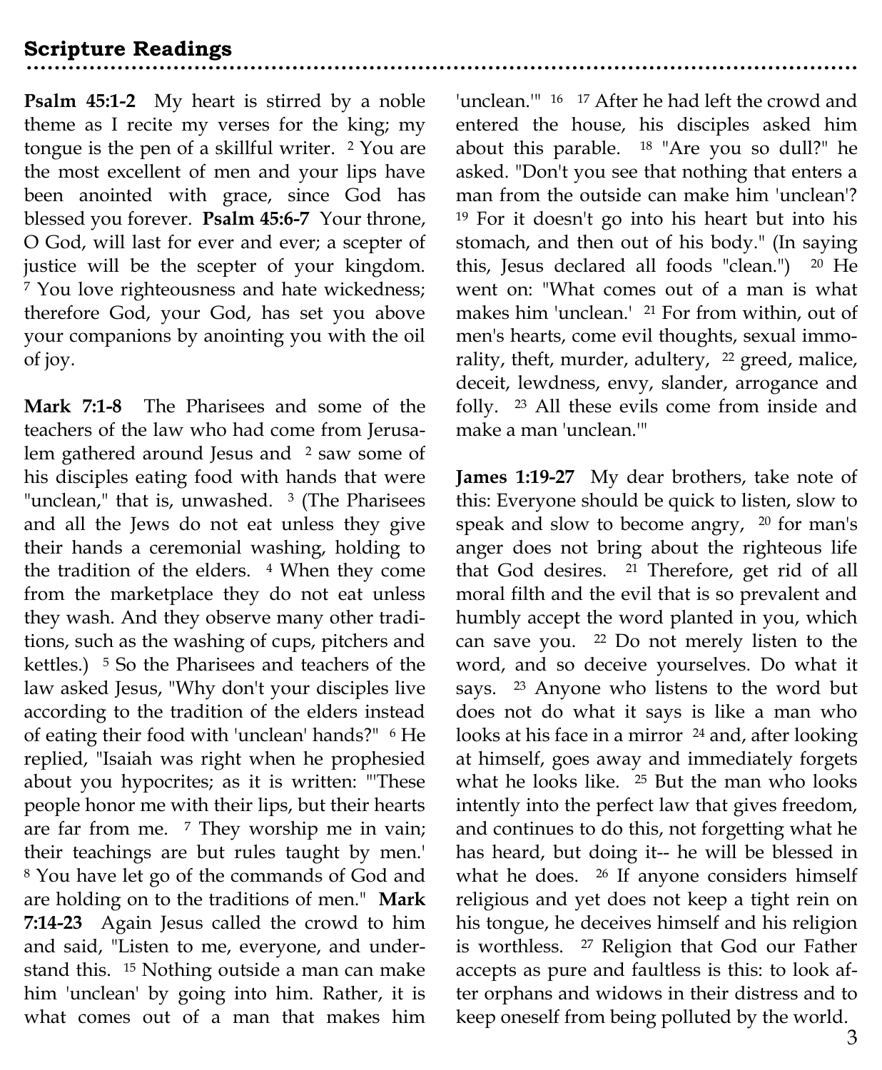## Scripture Readings

**Psalm 45:1-2** My heart is stirred by a noble theme as I recite my verses for the king; my tongue is the pen of a skillful writer. [2] You are the most excellent of men and your lips have been anointed with grace, since God has blessed you forever. **Psalm 45:6-7** Your throne, O God, will last for ever and ever; a scepter of justice will be the scepter of your kingdom. [7] You love righteousness and hate wickedness; therefore God, your God, has set you above your companions by anointing you with the oil of joy.

**Mark 7:1-8** The Pharisees and some of the teachers of the law who had come from Jerusalem gathered around Jesus and [2] saw some of his disciples eating food with hands that were "unclean," that is, unwashed. [3] (The Pharisees and all the Jews do not eat unless they give their hands a ceremonial washing, holding to the tradition of the elders. [4] When they come from the marketplace they do not eat unless they wash. And they observe many other traditions, such as the washing of cups, pitchers and kettles.) [5] So the Pharisees and teachers of the law asked Jesus, "Why don't your disciples live according to the tradition of the elders instead of eating their food with 'unclean' hands?" [6] He replied, "Isaiah was right when he prophesied about you hypocrites; as it is written: "'These people honor me with their lips, but their hearts are far from me. [7] They worship me in vain; their teachings are but rules taught by men.' [8] You have let go of the commands of God and are holding on to the traditions of men." **Mark 7:14-23** Again Jesus called the crowd to him and said, "Listen to me, everyone, and understand this. [15] Nothing outside a man can make him 'unclean' by going into him. Rather, it is what comes out of a man that makes him 'unclean.'" [16] [17] After he had left the crowd and entered the house, his disciples asked him about this parable. [18] "Are you so dull?" he asked. "Don't you see that nothing that enters a man from the outside can make him 'unclean'? [19] For it doesn't go into his heart but into his stomach, and then out of his body." (In saying this, Jesus declared all foods "clean.") [20] He went on: "What comes out of a man is what makes him 'unclean.' [21] For from within, out of men's hearts, come evil thoughts, sexual immorality, theft, murder, adultery, [22] greed, malice, deceit, lewdness, envy, slander, arrogance and folly. [23] All these evils come from inside and make a man 'unclean.'"

**James 1:19-27** My dear brothers, take note of this: Everyone should be quick to listen, slow to speak and slow to become angry, [20] for man's anger does not bring about the righteous life that God desires. [21] Therefore, get rid of all moral filth and the evil that is so prevalent and humbly accept the word planted in you, which can save you. [22] Do not merely listen to the word, and so deceive yourselves. Do what it says. [23] Anyone who listens to the word but does not do what it says is like a man who looks at his face in a mirror [24] and, after looking at himself, goes away and immediately forgets what he looks like. [25] But the man who looks intently into the perfect law that gives freedom, and continues to do this, not forgetting what he has heard, but doing it-- he will be blessed in what he does. [26] If anyone considers himself religious and yet does not keep a tight rein on his tongue, he deceives himself and his religion is worthless. [27] Religion that God our Father accepts as pure and faultless is this: to look after orphans and widows in their distress and to keep oneself from being polluted by the world.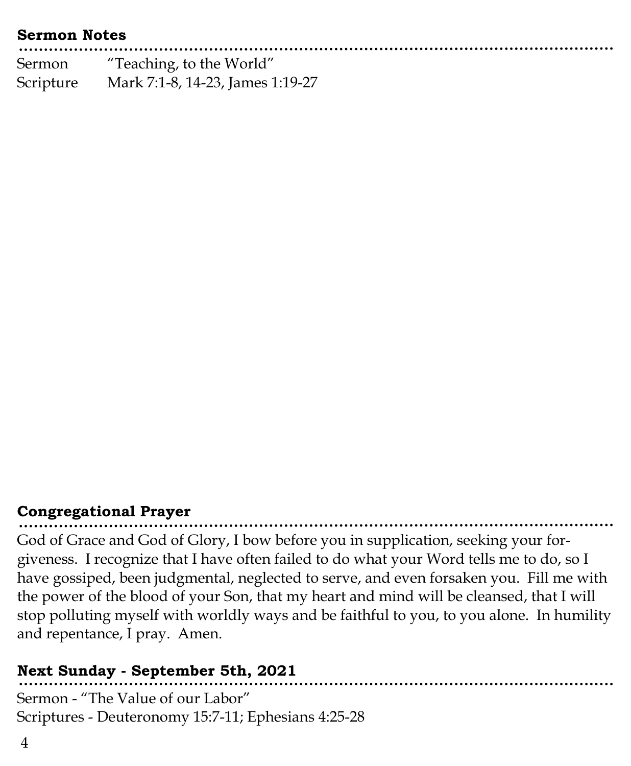## Sermon Notes

Sermon "Teaching, to the World"
Scripture Mark 7:1-8, 14-23, James 1:19-27

## Congregational Prayer

God of Grace and God of Glory, I bow before you in supplication, seeking your forgiveness. I recognize that I have often failed to do what your Word tells me to do, so I have gossiped, been judgmental, neglected to serve, and even forsaken you. Fill me with the power of the blood of your Son, that my heart and mind will be cleansed, that I will stop polluting myself with worldly ways and be faithful to you, to you alone. In humility and repentance, I pray. Amen.

## Next Sunday - September 5th, 2021

Sermon - "The Value of our Labor"
Scriptures - Deuteronomy 15:7-11; Ephesians 4:25-28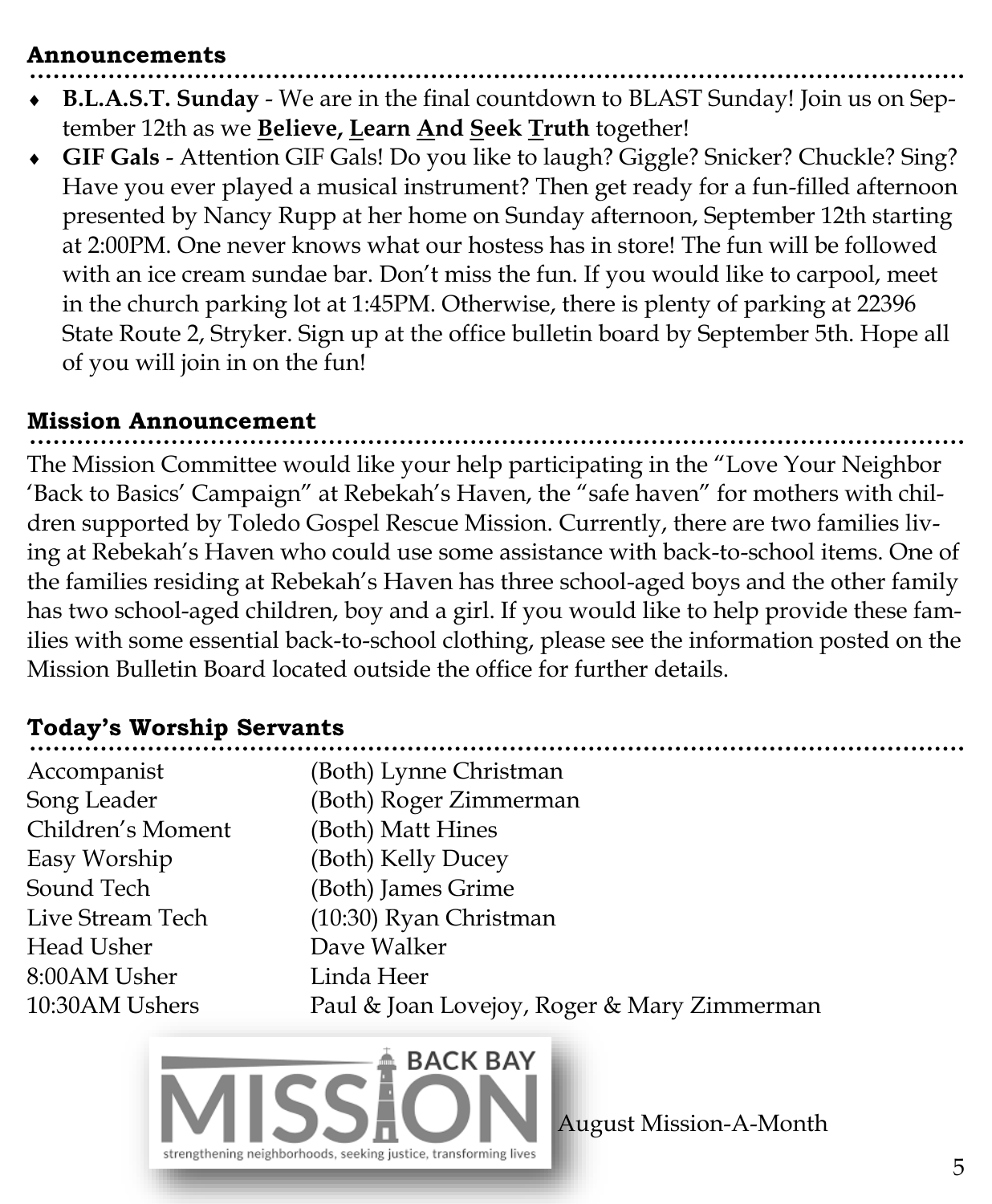## Announcements

- **B.L.A.S.T. Sunday** - We are in the final countdown to BLAST Sunday! Join us on September 12th as we **<u>B</u>elieve, <u>L</u>earn <u>A</u>nd <u>S</u>eek <u>T</u>ruth** together!
- **GIF Gals** - Attention GIF Gals! Do you like to laugh? Giggle? Snicker? Chuckle? Sing? Have you ever played a musical instrument? Then get ready for a fun-filled afternoon presented by Nancy Rupp at her home on Sunday afternoon, September 12th starting at 2:00PM. One never knows what our hostess has in store! The fun will be followed with an ice cream sundae bar. Don't miss the fun. If you would like to carpool, meet in the church parking lot at 1:45PM. Otherwise, there is plenty of parking at 22396 State Route 2, Stryker. Sign up at the office bulletin board by September 5th. Hope all of you will join in on the fun!

## Mission Announcement

The Mission Committee would like your help participating in the "Love Your Neighbor 'Back to Basics' Campaign" at Rebekah's Haven, the "safe haven" for mothers with children supported by Toledo Gospel Rescue Mission. Currently, there are two families living at Rebekah's Haven who could use some assistance with back-to-school items. One of the families residing at Rebekah's Haven has three school-aged boys and the other family has two school-aged children, boy and a girl. If you would like to help provide these families with some essential back-to-school clothing, please see the information posted on the Mission Bulletin Board located outside the office for further details.

## Today's Worship Servants

| | |
|---|---|
| Accompanist | (Both) Lynne Christman |
| Song Leader | (Both) Roger Zimmerman |
| Children's Moment | (Both) Matt Hines |
| Easy Worship | (Both) Kelly Ducey |
| Sound Tech | (Both) James Grime |
| Live Stream Tech | (10:30) Ryan Christman |
| Head Usher | Dave Walker |
| 8:00AM Usher | Linda Heer |
| 10:30AM Ushers | Paul & Joan Lovejoy, Roger & Mary Zimmerman |

BACK BAY MISSION

strengthening neighborhoods, seeking justice, transforming lives

August Mission-A-Month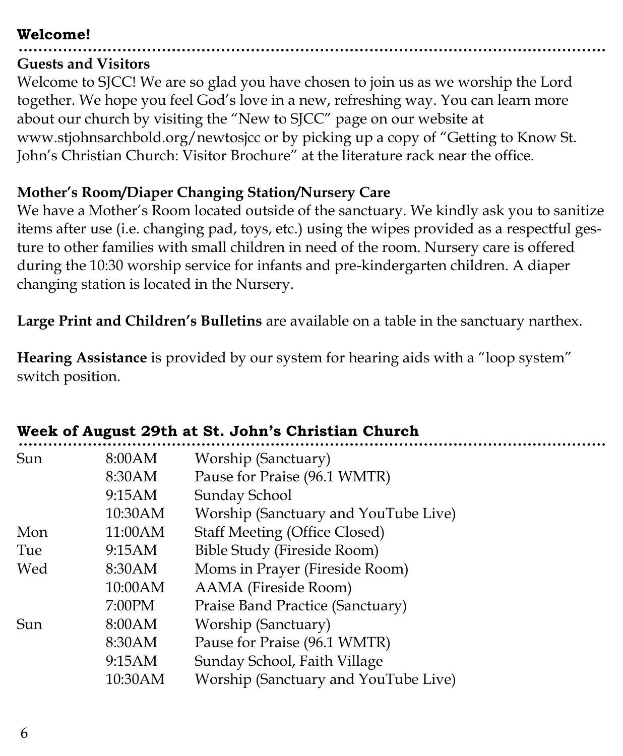## Welcome!

### Guests and Visitors

Welcome to SJCC! We are so glad you have chosen to join us as we worship the Lord together. We hope you feel God's love in a new, refreshing way. You can learn more about our church by visiting the "New to SJCC" page on our website at www.stjohnsarchbold.org/newtosjcc or by picking up a copy of "Getting to Know St. John's Christian Church: Visitor Brochure" at the literature rack near the office.

### Mother's Room/Diaper Changing Station/Nursery Care

We have a Mother's Room located outside of the sanctuary. We kindly ask you to sanitize items after use (i.e. changing pad, toys, etc.) using the wipes provided as a respectful gesture to other families with small children in need of the room. Nursery care is offered during the 10:30 worship service for infants and pre-kindergarten children. A diaper changing station is located in the Nursery.

**Large Print and Children's Bulletins** are available on a table in the sanctuary narthex.

**Hearing Assistance** is provided by our system for hearing aids with a "loop system" switch position.

## Week of August 29th at St. John's Christian Church

| Day | Time | Event |
|---|---|---|
| Sun | 8:00AM | Worship (Sanctuary) |
| | 8:30AM | Pause for Praise (96.1 WMTR) |
| | 9:15AM | Sunday School |
| | 10:30AM | Worship (Sanctuary and YouTube Live) |
| Mon | 11:00AM | Staff Meeting (Office Closed) |
| Tue | 9:15AM | Bible Study (Fireside Room) |
| Wed | 8:30AM | Moms in Prayer (Fireside Room) |
| | 10:00AM | AAMA (Fireside Room) |
| | 7:00PM | Praise Band Practice (Sanctuary) |
| Sun | 8:00AM | Worship (Sanctuary) |
| | 8:30AM | Pause for Praise (96.1 WMTR) |
| | 9:15AM | Sunday School, Faith Village |
| | 10:30AM | Worship (Sanctuary and YouTube Live) |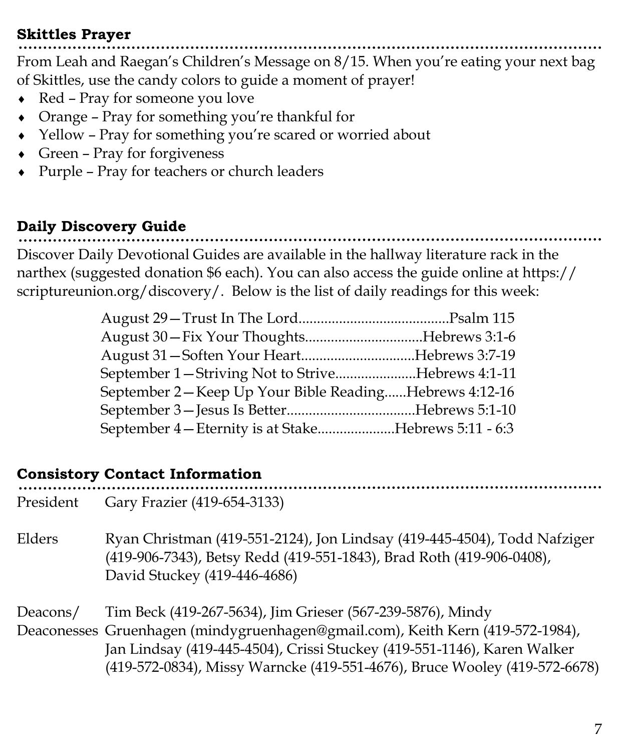## Skittles Prayer

From Leah and Raegan's Children's Message on 8/15. When you're eating your next bag of Skittles, use the candy colors to guide a moment of prayer!

- Red – Pray for someone you love
- Orange – Pray for something you're thankful for
- Yellow – Pray for something you're scared or worried about
- Green – Pray for forgiveness
- Purple – Pray for teachers or church leaders

## Daily Discovery Guide

Discover Daily Devotional Guides are available in the hallway literature rack in the narthex (suggested donation $6 each). You can also access the guide online at https://scriptureunion.org/discovery/. Below is the list of daily readings for this week:

August 29—Trust In The Lord........................................Psalm 115
August 30—Fix Your Thoughts...............................Hebrews 3:1-6
August 31—Soften Your Heart..............................Hebrews 3:7-19
September 1—Striving Not to Strive......................Hebrews 4:1-11
September 2—Keep Up Your Bible Reading......Hebrews 4:12-16
September 3—Jesus Is Better..................................Hebrews 5:1-10
September 4—Eternity is at Stake.....................Hebrews 5:11 - 6:3

## Consistory Contact Information

| | |
|---|---|
| President | Gary Frazier (419-654-3133) |
| Elders | Ryan Christman (419-551-2124), Jon Lindsay (419-445-4504), Todd Nafziger (419-906-7343), Betsy Redd (419-551-1843), Brad Roth (419-906-0408), David Stuckey (419-446-4686) |
| Deacons/ Deaconesses | Tim Beck (419-267-5634), Jim Grieser (567-239-5876), Mindy Gruenhagen (mindygruenhagen@gmail.com), Keith Kern (419-572-1984), Jan Lindsay (419-445-4504), Crissi Stuckey (419-551-1146), Karen Walker (419-572-0834), Missy Warncke (419-551-4676), Bruce Wooley (419-572-6678) |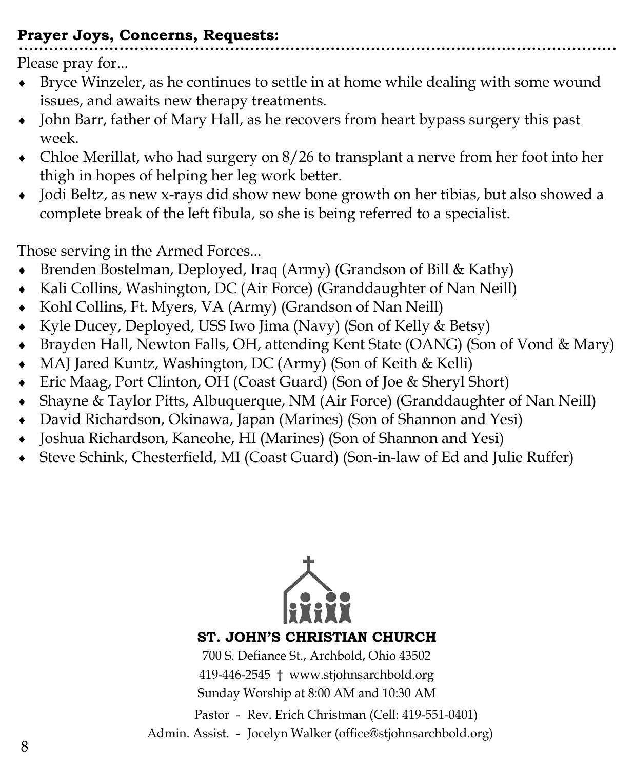**Prayer Joys, Concerns, Requests:**

Please pray for...

- Bryce Winzeler, as he continues to settle in at home while dealing with some wound issues, and awaits new therapy treatments.
- John Barr, father of Mary Hall, as he recovers from heart bypass surgery this past week.
- Chloe Merillat, who had surgery on 8/26 to transplant a nerve from her foot into her thigh in hopes of helping her leg work better.
- Jodi Beltz, as new x-rays did show new bone growth on her tibias, but also showed a complete break of the left fibula, so she is being referred to a specialist.

Those serving in the Armed Forces...

- Brenden Bostelman, Deployed, Iraq (Army) (Grandson of Bill & Kathy)
- Kali Collins, Washington, DC (Air Force) (Granddaughter of Nan Neill)
- Kohl Collins, Ft. Myers, VA (Army) (Grandson of Nan Neill)
- Kyle Ducey, Deployed, USS Iwo Jima (Navy) (Son of Kelly & Betsy)
- Brayden Hall, Newton Falls, OH, attending Kent State (OANG) (Son of Vond & Mary)
- MAJ Jared Kuntz, Washington, DC (Army) (Son of Keith & Kelli)
- Eric Maag, Port Clinton, OH (Coast Guard) (Son of Joe & Sheryl Short)
- Shayne & Taylor Pitts, Albuquerque, NM (Air Force) (Granddaughter of Nan Neill)
- David Richardson, Okinawa, Japan (Marines) (Son of Shannon and Yesi)
- Joshua Richardson, Kaneohe, HI (Marines) (Son of Shannon and Yesi)
- Steve Schink, Chesterfield, MI (Coast Guard) (Son-in-law of Ed and Julie Ruffer)

**ST. JOHN'S CHRISTIAN CHURCH**

700 S. Defiance St., Archbold, Ohio 43502

419-446-2545 † www.stjohnsarchbold.org

Sunday Worship at 8:00 AM and 10:30 AM

Pastor - Rev. Erich Christman (Cell: 419-551-0401)

Admin. Assist. - Jocelyn Walker (office@stjohnsarchbold.org)